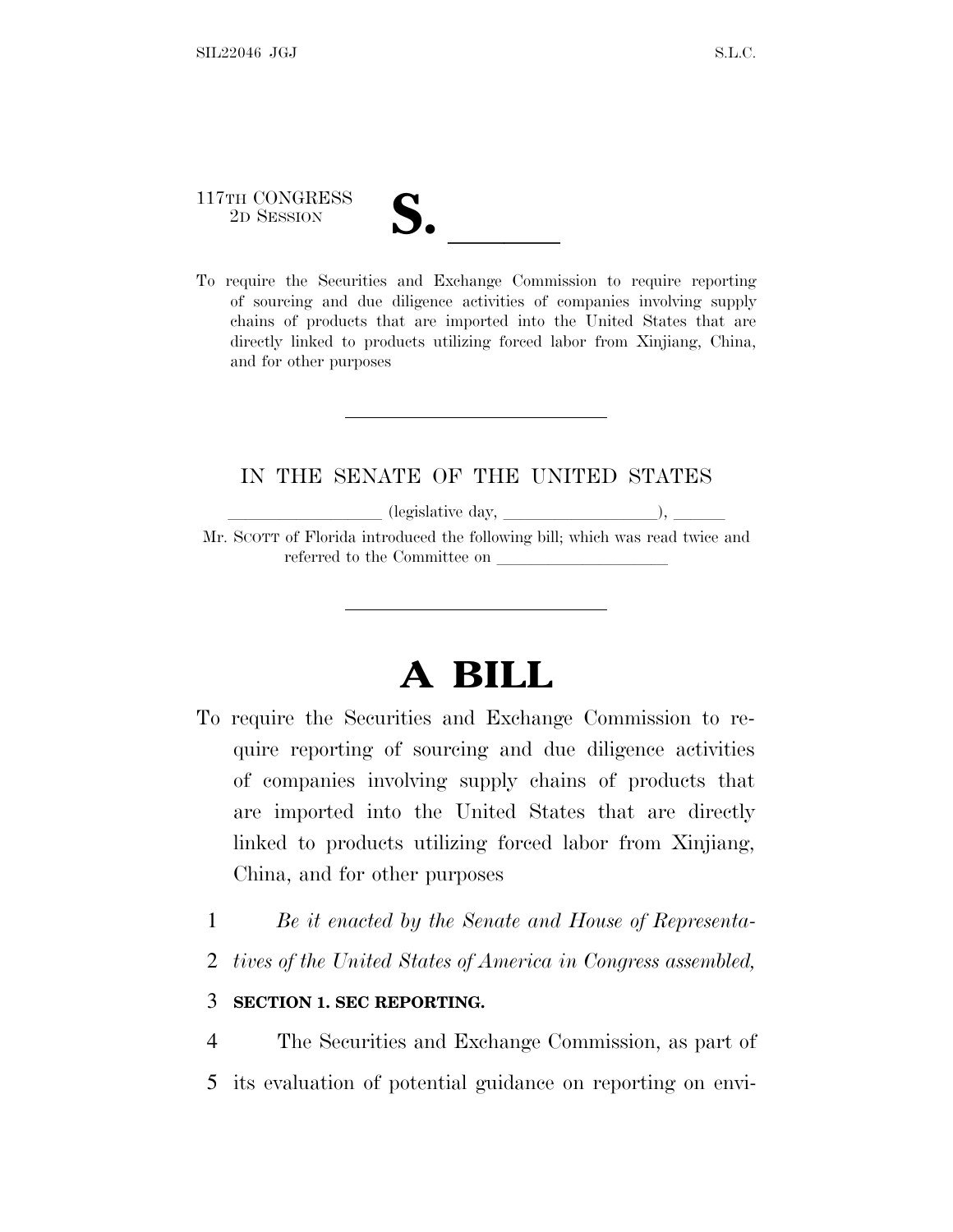117TH CONGRESS
2D SESSION

# S. ______

To require the Securities and Exchange Commission to require reporting of sourcing and due diligence activities of companies involving supply chains of products that are imported into the United States that are directly linked to products utilizing forced labor from Xinjiang, China, and for other purposes

---

IN THE SENATE OF THE UNITED STATES

__________________ (legislative day, __________________), ______

Mr. SCOTT of Florida introduced the following bill; which was read twice and referred to the Committee on ____________________

---

# A BILL

To require the Securities and Exchange Commission to require reporting of sourcing and due diligence activities of companies involving supply chains of products that are imported into the United States that are directly linked to products utilizing forced labor from Xinjiang, China, and for other purposes

1 *Be it enacted by the Senate and House of Representa-*
2 *tives of the United States of America in Congress assembled,*

3 **SECTION 1. SEC REPORTING.**

4 The Securities and Exchange Commission, as part of
5 its evaluation of potential guidance on reporting on envi-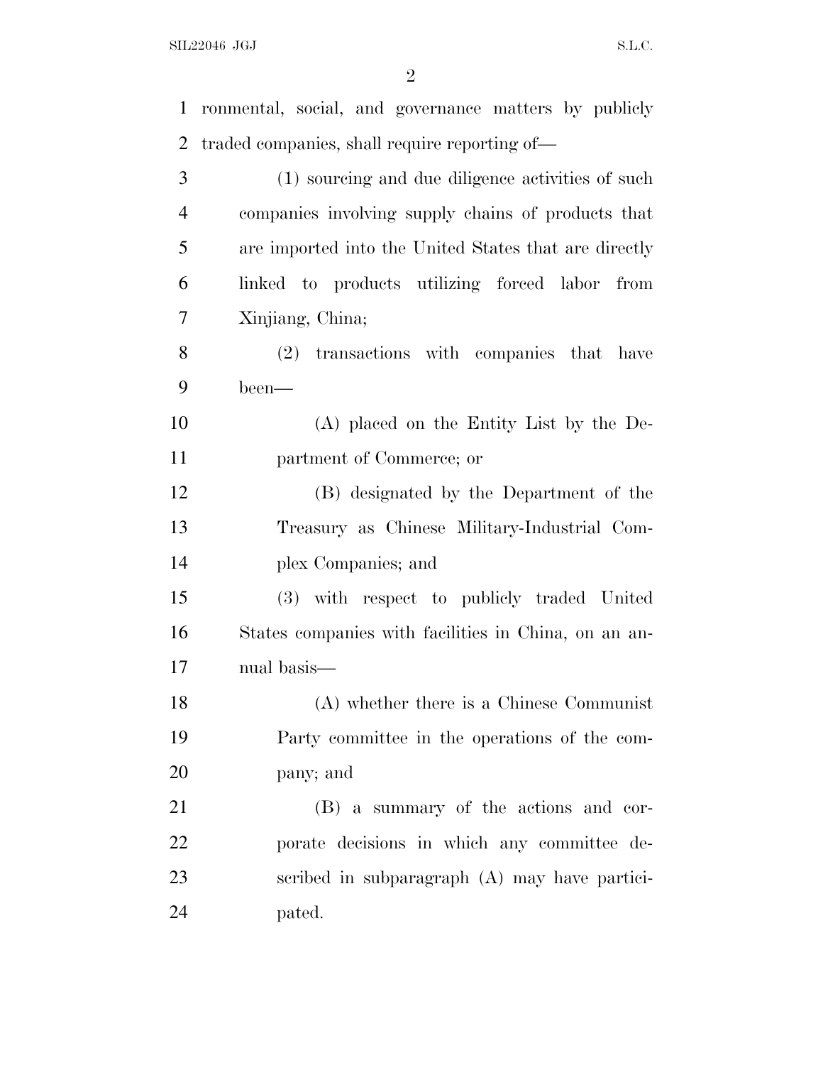ronmental, social, and governance matters by publicly traded companies, shall require reporting of—

(1) sourcing and due diligence activities of such companies involving supply chains of products that are imported into the United States that are directly linked to products utilizing forced labor from Xinjiang, China;

(2) transactions with companies that have been—

(A) placed on the Entity List by the Department of Commerce; or

(B) designated by the Department of the Treasury as Chinese Military-Industrial Complex Companies; and

(3) with respect to publicly traded United States companies with facilities in China, on an annual basis—

(A) whether there is a Chinese Communist Party committee in the operations of the company; and

(B) a summary of the actions and corporate decisions in which any committee described in subparagraph (A) may have participated.